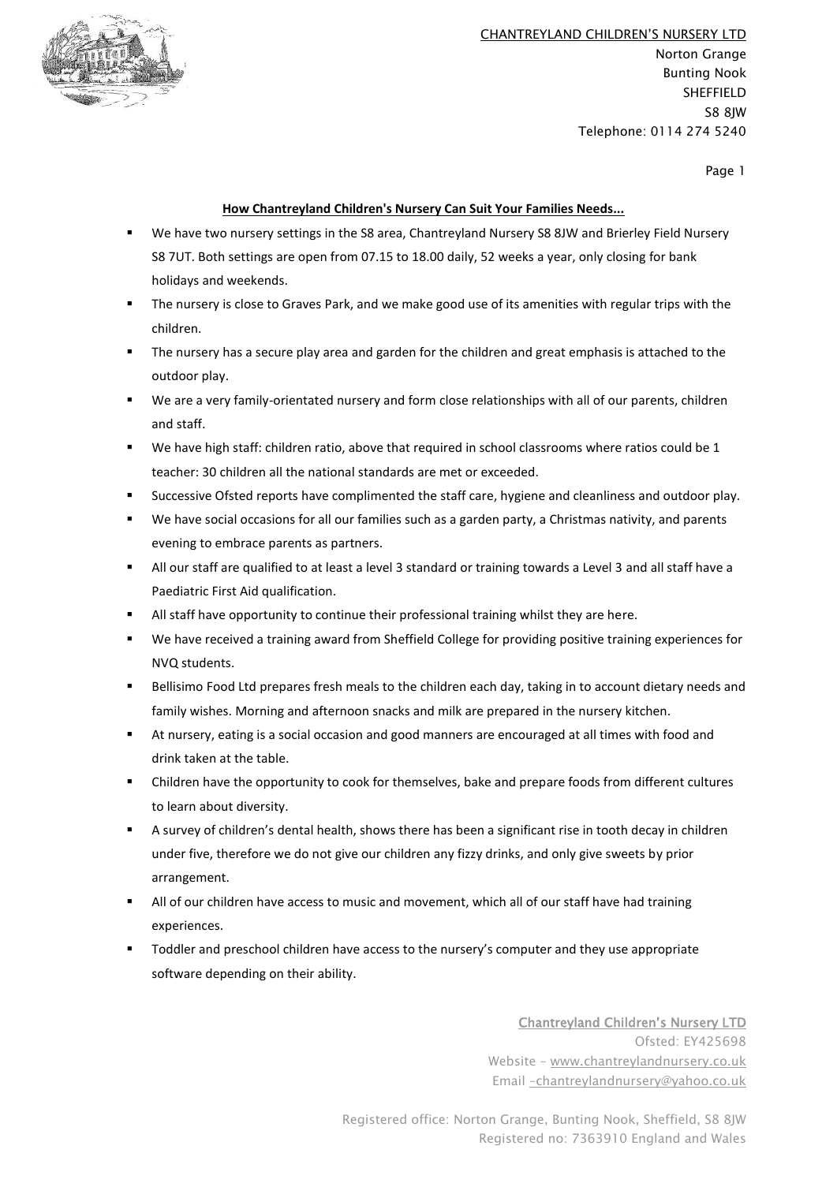CHANTREYLAND CHILDREN'S NURSERY LTD
Norton Grange
Bunting Nook
SHEFFIELD
S8 8JW
Telephone: 0114 274 5240

**How Chantreyland Children's Nursery Can Suit Your Families Needs...**

- We have two nursery settings in the S8 area, Chantreyland Nursery S8 8JW and Brierley Field Nursery S8 7UT. Both settings are open from 07.15 to 18.00 daily, 52 weeks a year, only closing for bank holidays and weekends.
- The nursery is close to Graves Park, and we make good use of its amenities with regular trips with the children.
- The nursery has a secure play area and garden for the children and great emphasis is attached to the outdoor play.
- We are a very family-orientated nursery and form close relationships with all of our parents, children and staff.
- We have high staff: children ratio, above that required in school classrooms where ratios could be 1 teacher: 30 children all the national standards are met or exceeded.
- Successive Ofsted reports have complimented the staff care, hygiene and cleanliness and outdoor play.
- We have social occasions for all our families such as a garden party, a Christmas nativity, and parents evening to embrace parents as partners.
- All our staff are qualified to at least a level 3 standard or training towards a Level 3 and all staff have a Paediatric First Aid qualification.
- All staff have opportunity to continue their professional training whilst they are here.
- We have received a training award from Sheffield College for providing positive training experiences for NVQ students.
- Bellisimo Food Ltd prepares fresh meals to the children each day, taking in to account dietary needs and family wishes. Morning and afternoon snacks and milk are prepared in the nursery kitchen.
- At nursery, eating is a social occasion and good manners are encouraged at all times with food and drink taken at the table.
- Children have the opportunity to cook for themselves, bake and prepare foods from different cultures to learn about diversity.
- A survey of children's dental health, shows there has been a significant rise in tooth decay in children under five, therefore we do not give our children any fizzy drinks, and only give sweets by prior arrangement.
- All of our children have access to music and movement, which all of our staff have had training experiences.
- Toddler and preschool children have access to the nursery's computer and they use appropriate software depending on their ability.

Chantreyland Children's Nursery LTD
Ofsted: EY425698
Website – www.chantreylandnursery.co.uk
Email –chantreylandnursery@yahoo.co.uk

Registered office: Norton Grange, Bunting Nook, Sheffield, S8 8JW
Registered no: 7363910 England and Wales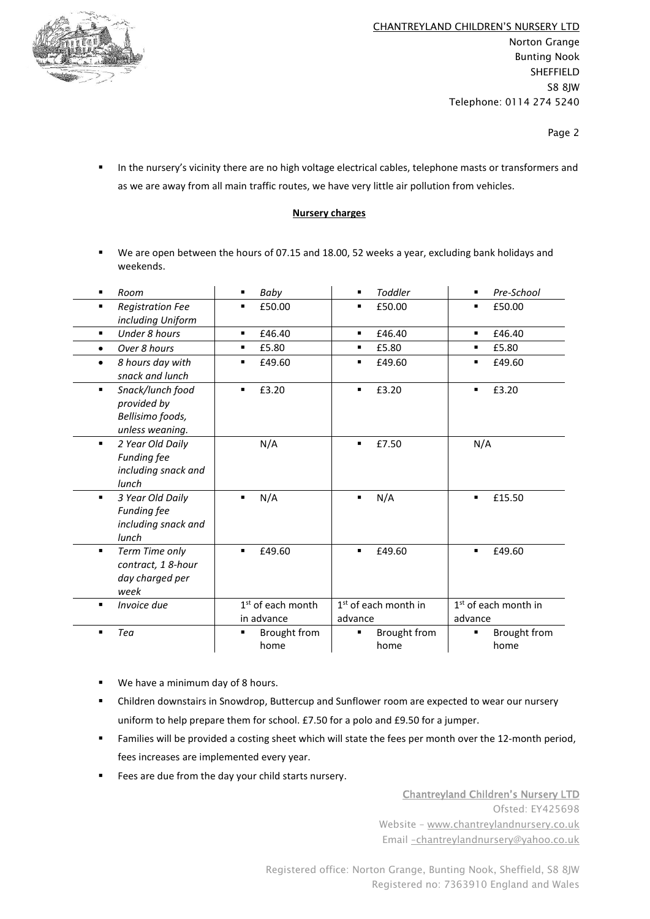- In the nursery's vicinity there are no high voltage electrical cables, telephone masts or transformers and as we are away from all main traffic routes, we have very little air pollution from vehicles.

**Nursery charges**

- We are open between the hours of 07.15 and 18.00, 52 weeks a year, excluding bank holidays and weekends.

| *Room* | *Baby* | *Toddler* | *Pre-School* |
|---|---|---|---|
| *Registration Fee including Uniform* | £50.00 | £50.00 | £50.00 |
| *Under 8 hours* | £46.40 | £46.40 | £46.40 |
| *Over 8 hours* | £5.80 | £5.80 | £5.80 |
| *8 hours day with snack and lunch* | £49.60 | £49.60 | £49.60 |
| *Snack/lunch food provided by Bellisimo foods, unless weaning.* | £3.20 | £3.20 | £3.20 |
| *2 Year Old Daily Funding fee including snack and lunch* | N/A | £7.50 | N/A |
| *3 Year Old Daily Funding fee including snack and lunch* | N/A | N/A | £15.50 |
| *Term Time only contract, 1 8-hour day charged per week* | £49.60 | £49.60 | £49.60 |
| *Invoice due* | 1st of each month in advance | 1st of each month in advance | 1st of each month in advance |
| *Tea* | Brought from home | Brought from home | Brought from home |

- We have a minimum day of 8 hours.
- Children downstairs in Snowdrop, Buttercup and Sunflower room are expected to wear our nursery uniform to help prepare them for school. £7.50 for a polo and £9.50 for a jumper.
- Families will be provided a costing sheet which will state the fees per month over the 12-month period, fees increases are implemented every year.
- Fees are due from the day your child starts nursery.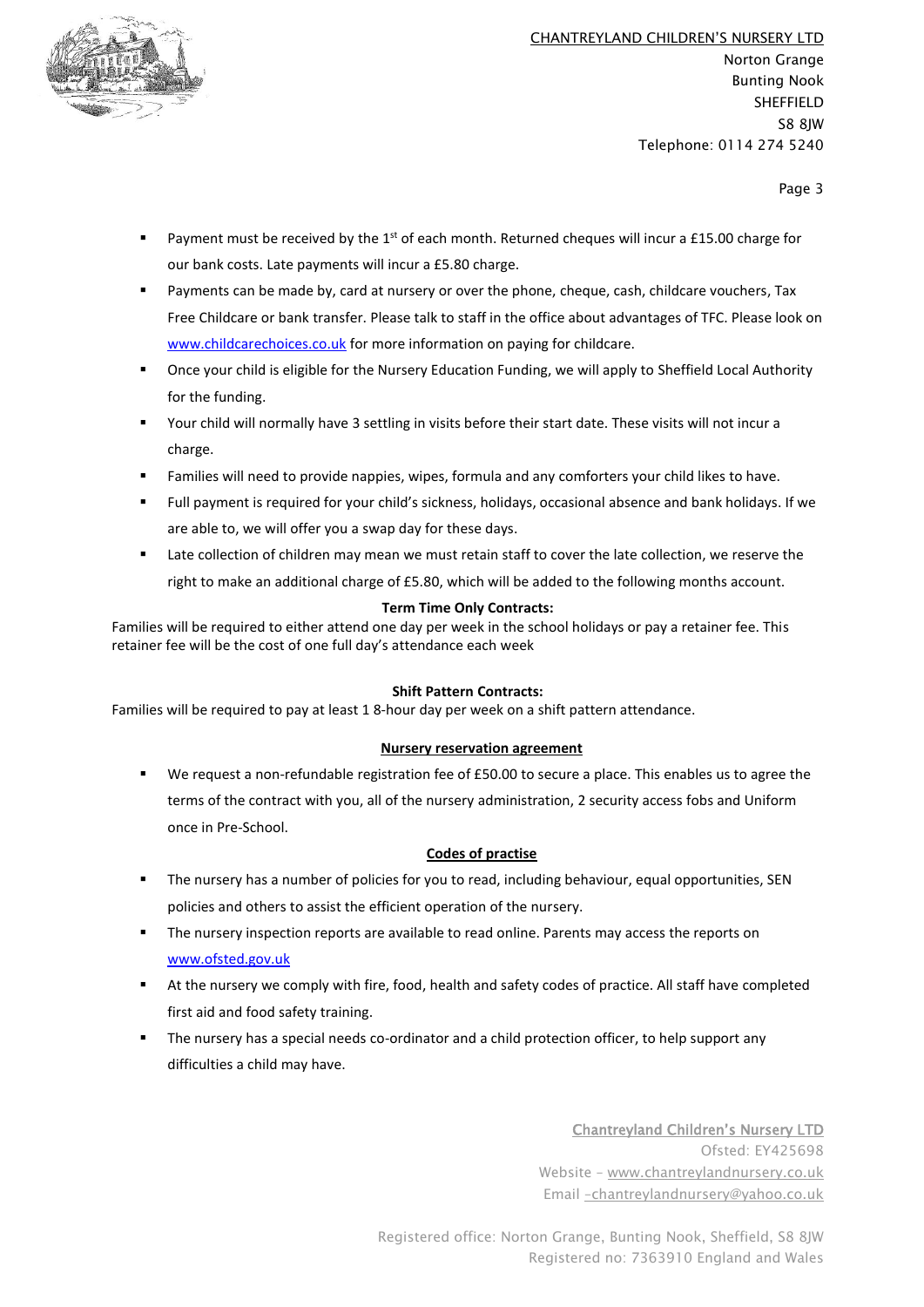- Payment must be received by the 1st of each month. Returned cheques will incur a £15.00 charge for our bank costs. Late payments will incur a £5.80 charge.
- Payments can be made by, card at nursery or over the phone, cheque, cash, childcare vouchers, Tax Free Childcare or bank transfer. Please talk to staff in the office about advantages of TFC. Please look on www.childcarechoices.co.uk for more information on paying for childcare.
- Once your child is eligible for the Nursery Education Funding, we will apply to Sheffield Local Authority for the funding.
- Your child will normally have 3 settling in visits before their start date. These visits will not incur a charge.
- Families will need to provide nappies, wipes, formula and any comforters your child likes to have.
- Full payment is required for your child's sickness, holidays, occasional absence and bank holidays. If we are able to, we will offer you a swap day for these days.
- Late collection of children may mean we must retain staff to cover the late collection, we reserve the right to make an additional charge of £5.80, which will be added to the following months account.

**Term Time Only Contracts:**

Families will be required to either attend one day per week in the school holidays or pay a retainer fee. This retainer fee will be the cost of one full day's attendance each week

**Shift Pattern Contracts:**

Families will be required to pay at least 1 8-hour day per week on a shift pattern attendance.

**Nursery reservation agreement**

- We request a non-refundable registration fee of £50.00 to secure a place. This enables us to agree the terms of the contract with you, all of the nursery administration, 2 security access fobs and Uniform once in Pre-School.

**Codes of practise**

- The nursery has a number of policies for you to read, including behaviour, equal opportunities, SEN policies and others to assist the efficient operation of the nursery.
- The nursery inspection reports are available to read online. Parents may access the reports on www.ofsted.gov.uk
- At the nursery we comply with fire, food, health and safety codes of practice. All staff have completed first aid and food safety training.
- The nursery has a special needs co-ordinator and a child protection officer, to help support any difficulties a child may have.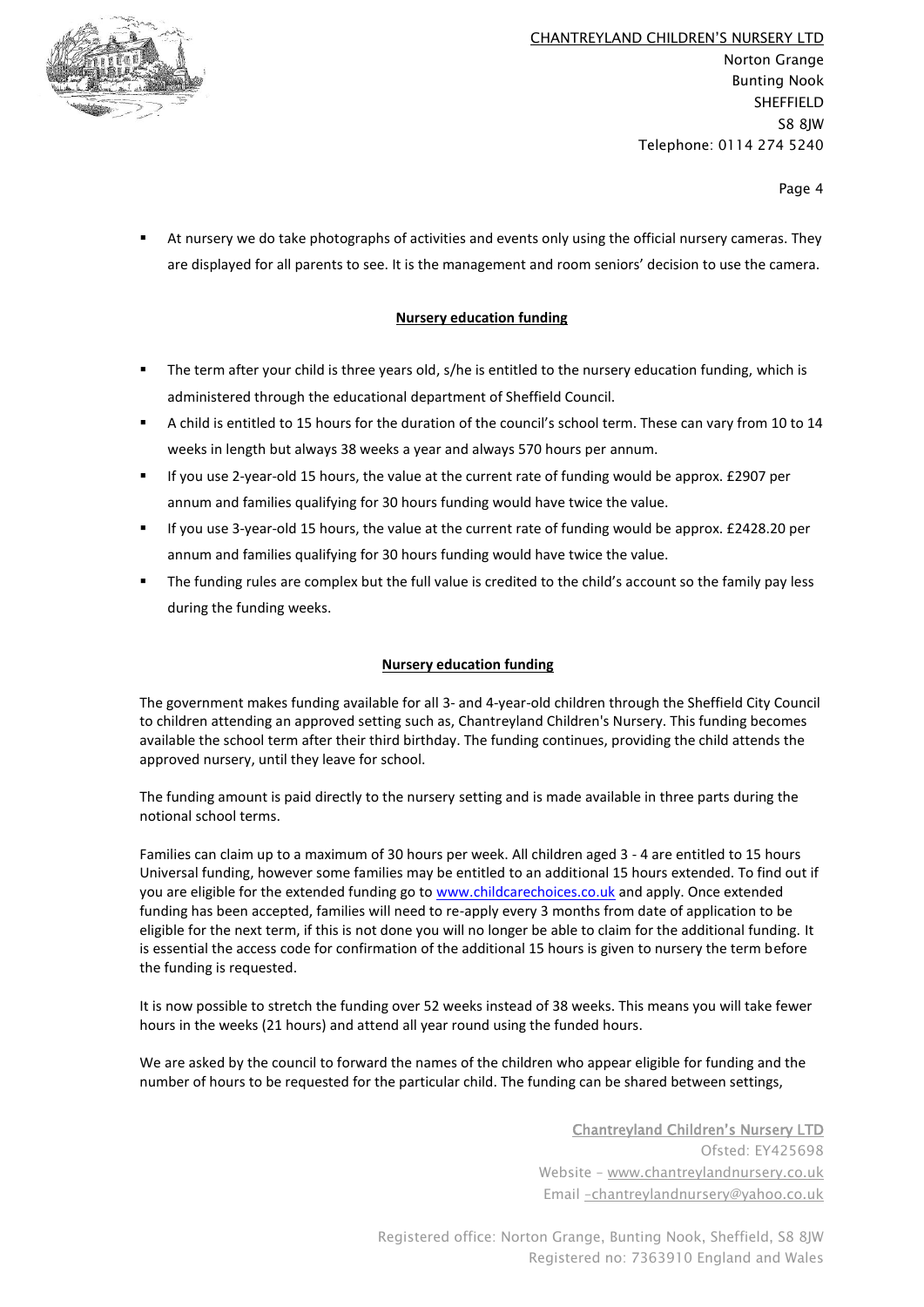- At nursery we do take photographs of activities and events only using the official nursery cameras. They are displayed for all parents to see. It is the management and room seniors' decision to use the camera.

**Nursery education funding**

- The term after your child is three years old, s/he is entitled to the nursery education funding, which is administered through the educational department of Sheffield Council.
- A child is entitled to 15 hours for the duration of the council's school term. These can vary from 10 to 14 weeks in length but always 38 weeks a year and always 570 hours per annum.
- If you use 2-year-old 15 hours, the value at the current rate of funding would be approx. £2907 per annum and families qualifying for 30 hours funding would have twice the value.
- If you use 3-year-old 15 hours, the value at the current rate of funding would be approx. £2428.20 per annum and families qualifying for 30 hours funding would have twice the value.
- The funding rules are complex but the full value is credited to the child's account so the family pay less during the funding weeks.

**Nursery education funding**

The government makes funding available for all 3- and 4-year-old children through the Sheffield City Council to children attending an approved setting such as, Chantreyland Children's Nursery. This funding becomes available the school term after their third birthday. The funding continues, providing the child attends the approved nursery, until they leave for school.

The funding amount is paid directly to the nursery setting and is made available in three parts during the notional school terms.

Families can claim up to a maximum of 30 hours per week. All children aged 3 - 4 are entitled to 15 hours Universal funding, however some families may be entitled to an additional 15 hours extended. To find out if you are eligible for the extended funding go to www.childcarechoices.co.uk and apply. Once extended funding has been accepted, families will need to re-apply every 3 months from date of application to be eligible for the next term, if this is not done you will no longer be able to claim for the additional funding. It is essential the access code for confirmation of the additional 15 hours is given to nursery the term before the funding is requested.

It is now possible to stretch the funding over 52 weeks instead of 38 weeks. This means you will take fewer hours in the weeks (21 hours) and attend all year round using the funded hours.

We are asked by the council to forward the names of the children who appear eligible for funding and the number of hours to be requested for the particular child. The funding can be shared between settings,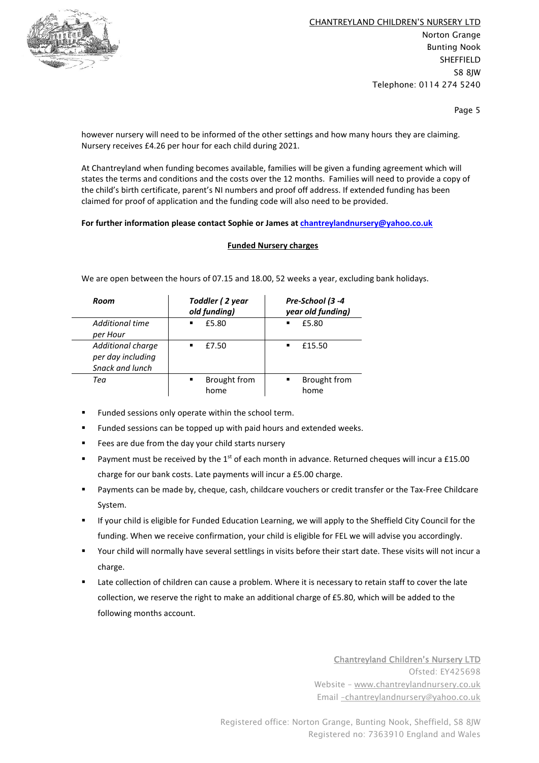however nursery will need to be informed of the other settings and how many hours they are claiming. Nursery receives £4.26 per hour for each child during 2021.

At Chantreyland when funding becomes available, families will be given a funding agreement which will states the terms and conditions and the costs over the 12 months. Families will need to provide a copy of the child's birth certificate, parent's NI numbers and proof off address. If extended funding has been claimed for proof of application and the funding code will also need to be provided.

**For further information please contact Sophie or James at chantreylandnursery@yahoo.co.uk**

## Funded Nursery charges

We are open between the hours of 07.15 and 18.00, 52 weeks a year, excluding bank holidays.

| *Room* | *Toddler ( 2 year old funding)* | *Pre-School (3 -4 year old funding)* |
|---|---|---|
| *Additional time per Hour* | £5.80 | £5.80 |
| *Additional charge per day including Snack and lunch* | £7.50 | £15.50 |
| *Tea* | Brought from home | Brought from home |

- Funded sessions only operate within the school term.
- Funded sessions can be topped up with paid hours and extended weeks.
- Fees are due from the day your child starts nursery
- Payment must be received by the 1st of each month in advance. Returned cheques will incur a £15.00 charge for our bank costs. Late payments will incur a £5.00 charge.
- Payments can be made by, cheque, cash, childcare vouchers or credit transfer or the Tax-Free Childcare System.
- If your child is eligible for Funded Education Learning, we will apply to the Sheffield City Council for the funding. When we receive confirmation, your child is eligible for FEL we will advise you accordingly.
- Your child will normally have several settlings in visits before their start date. These visits will not incur a charge.
- Late collection of children can cause a problem. Where it is necessary to retain staff to cover the late collection, we reserve the right to make an additional charge of £5.80, which will be added to the following months account.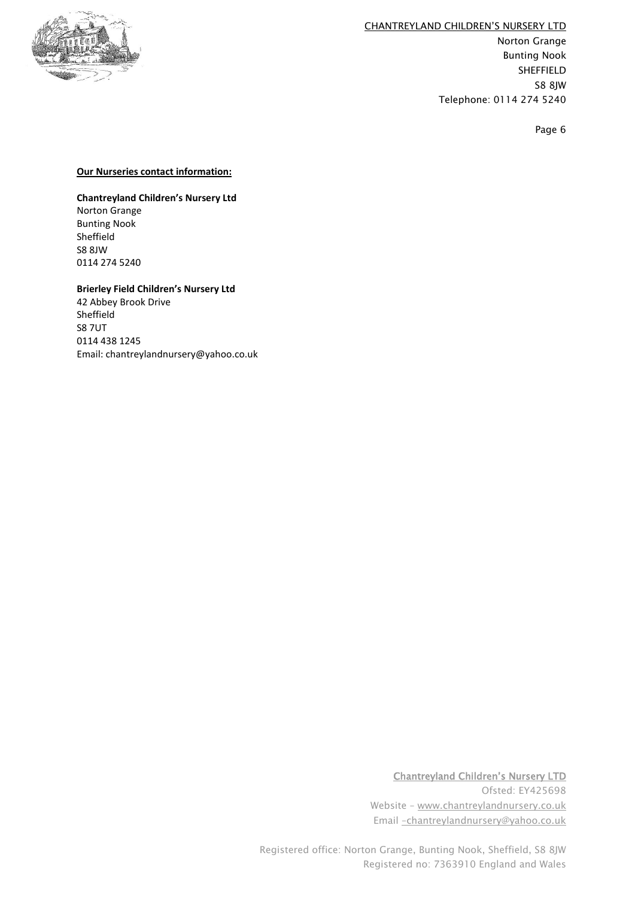**Our Nurseries contact information:**

**Chantreyland Children's Nursery Ltd**
Norton Grange
Bunting Nook
Sheffield
S8 8JW
0114 274 5240

**Brierley Field Children's Nursery Ltd**
42 Abbey Brook Drive
Sheffield
S8 7UT
0114 438 1245
Email: chantreylandnursery@yahoo.co.uk